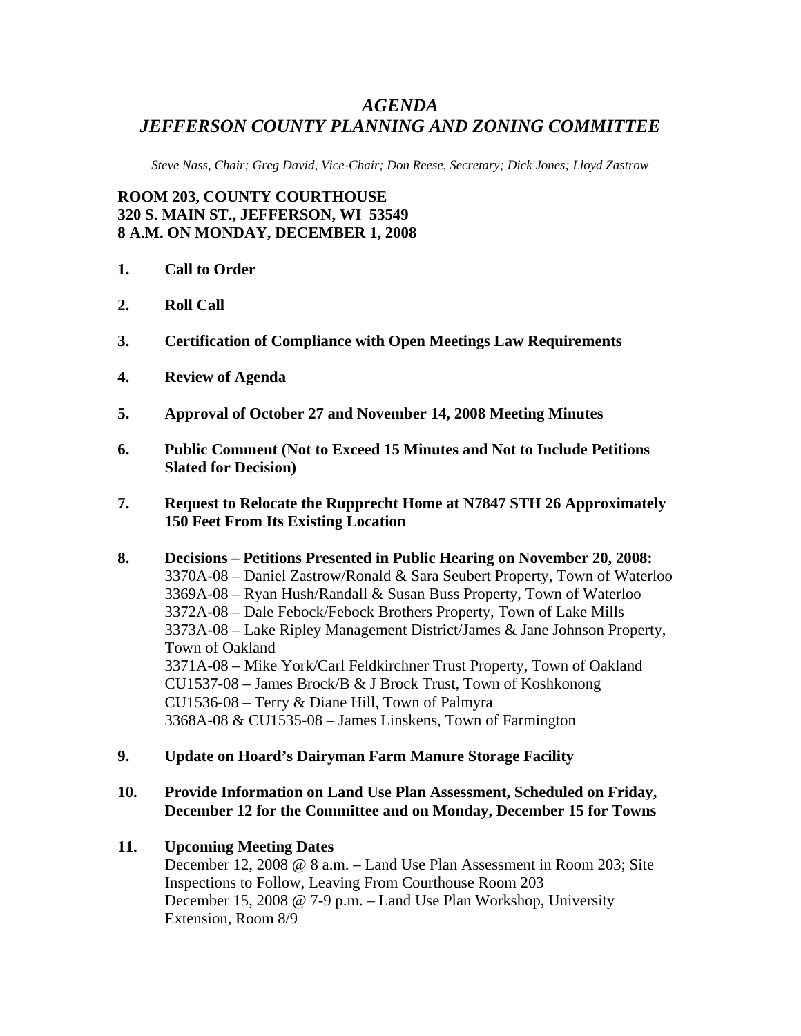# *AGENDA*
# *JEFFERSON COUNTY PLANNING AND ZONING COMMITTEE*

*Steve Nass, Chair; Greg David, Vice-Chair; Don Reese, Secretary; Dick Jones; Lloyd Zastrow*

**ROOM 203, COUNTY COURTHOUSE**
**320 S. MAIN ST., JEFFERSON, WI 53549**
**8 A.M. ON MONDAY, DECEMBER 1, 2008**

1. **Call to Order**

2. **Roll Call**

3. **Certification of Compliance with Open Meetings Law Requirements**

4. **Review of Agenda**

5. **Approval of October 27 and November 14, 2008 Meeting Minutes**

6. **Public Comment (Not to Exceed 15 Minutes and Not to Include Petitions Slated for Decision)**

7. **Request to Relocate the Rupprecht Home at N7847 STH 26 Approximately 150 Feet From Its Existing Location**

8. **Decisions – Petitions Presented in Public Hearing on November 20, 2008:**
   3370A-08 – Daniel Zastrow/Ronald & Sara Seubert Property, Town of Waterloo
   3369A-08 – Ryan Hush/Randall & Susan Buss Property, Town of Waterloo
   3372A-08 – Dale Febock/Febock Brothers Property, Town of Lake Mills
   3373A-08 – Lake Ripley Management District/James & Jane Johnson Property, Town of Oakland
   3371A-08 – Mike York/Carl Feldkirchner Trust Property, Town of Oakland
   CU1537-08 – James Brock/B & J Brock Trust, Town of Koshkonong
   CU1536-08 – Terry & Diane Hill, Town of Palmyra
   3368A-08 & CU1535-08 – James Linskens, Town of Farmington

9. **Update on Hoard's Dairyman Farm Manure Storage Facility**

10. **Provide Information on Land Use Plan Assessment, Scheduled on Friday, December 12 for the Committee and on Monday, December 15 for Towns**

11. **Upcoming Meeting Dates**
    December 12, 2008 @ 8 a.m. – Land Use Plan Assessment in Room 203; Site Inspections to Follow, Leaving From Courthouse Room 203
    December 15, 2008 @ 7-9 p.m. – Land Use Plan Workshop, University Extension, Room 8/9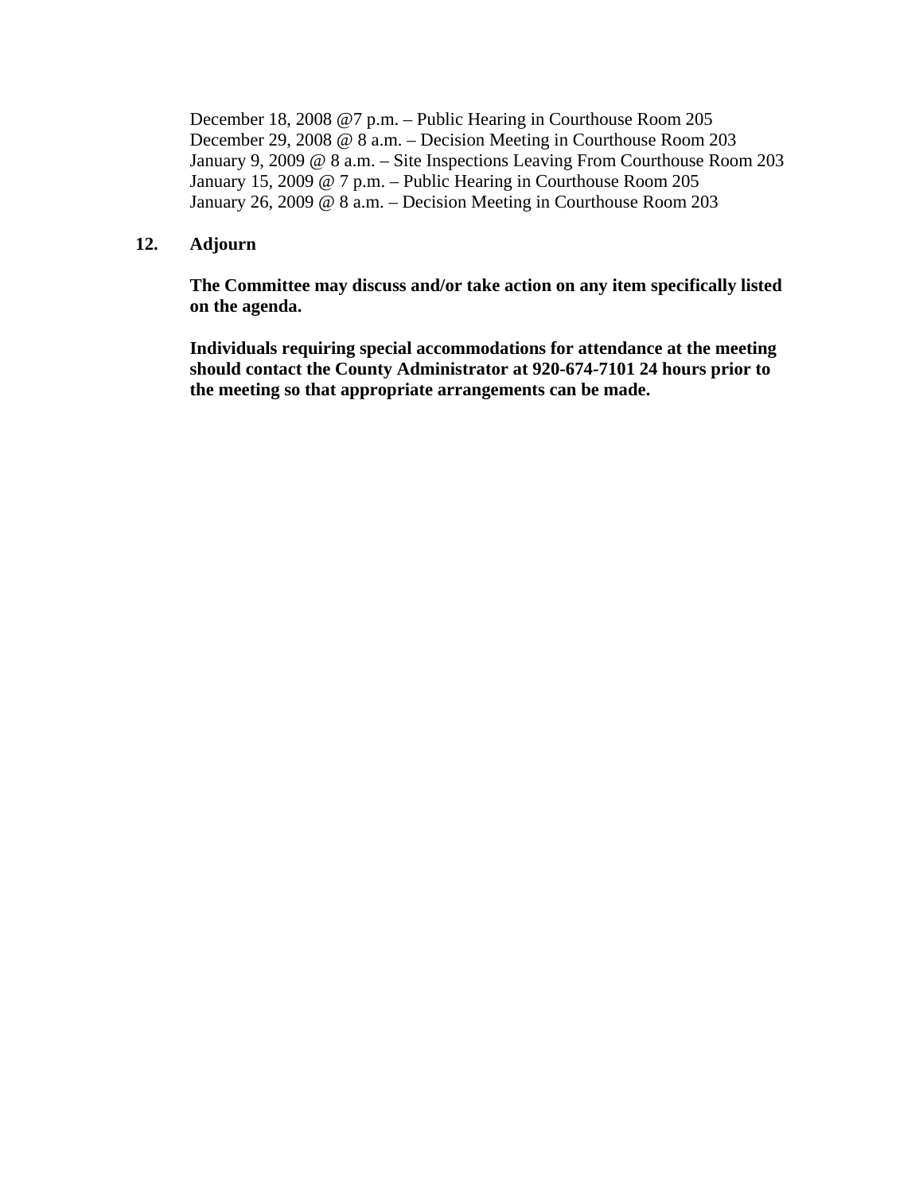December 18, 2008 @7 p.m. – Public Hearing in Courthouse Room 205
December 29, 2008 @ 8 a.m. – Decision Meeting in Courthouse Room 203
January 9, 2009 @ 8 a.m. – Site Inspections Leaving From Courthouse Room 203
January 15, 2009 @ 7 p.m. – Public Hearing in Courthouse Room 205
January 26, 2009 @ 8 a.m. – Decision Meeting in Courthouse Room 203

**12. Adjourn**

**The Committee may discuss and/or take action on any item specifically listed on the agenda.**

**Individuals requiring special accommodations for attendance at the meeting should contact the County Administrator at 920-674-7101 24 hours prior to the meeting so that appropriate arrangements can be made.**